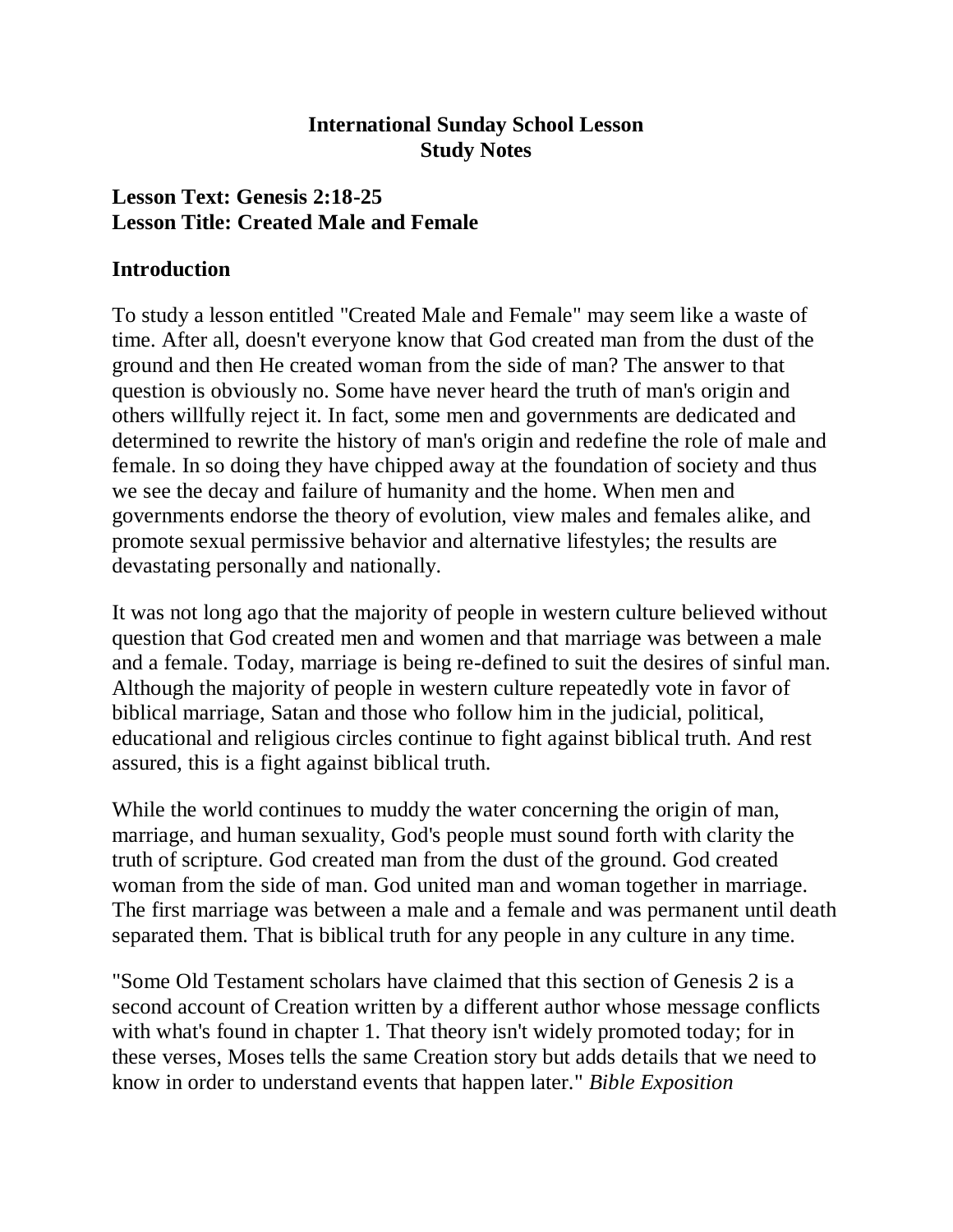**International Sunday School Lesson**
**Study Notes**

## Lesson Text: Genesis 2:18-25
## Lesson Title: Created Male and Female

### Introduction

To study a lesson entitled "Created Male and Female" may seem like a waste of time. After all, doesn't everyone know that God created man from the dust of the ground and then He created woman from the side of man? The answer to that question is obviously no. Some have never heard the truth of man's origin and others willfully reject it. In fact, some men and governments are dedicated and determined to rewrite the history of man's origin and redefine the role of male and female. In so doing they have chipped away at the foundation of society and thus we see the decay and failure of humanity and the home. When men and governments endorse the theory of evolution, view males and females alike, and promote sexual permissive behavior and alternative lifestyles; the results are devastating personally and nationally.

It was not long ago that the majority of people in western culture believed without question that God created men and women and that marriage was between a male and a female. Today, marriage is being re-defined to suit the desires of sinful man. Although the majority of people in western culture repeatedly vote in favor of biblical marriage, Satan and those who follow him in the judicial, political, educational and religious circles continue to fight against biblical truth. And rest assured, this is a fight against biblical truth.

While the world continues to muddy the water concerning the origin of man, marriage, and human sexuality, God's people must sound forth with clarity the truth of scripture. God created man from the dust of the ground. God created woman from the side of man. God united man and woman together in marriage. The first marriage was between a male and a female and was permanent until death separated them. That is biblical truth for any people in any culture in any time.

"Some Old Testament scholars have claimed that this section of Genesis 2 is a second account of Creation written by a different author whose message conflicts with what's found in chapter 1. That theory isn't widely promoted today; for in these verses, Moses tells the same Creation story but adds details that we need to know in order to understand events that happen later." *Bible Exposition*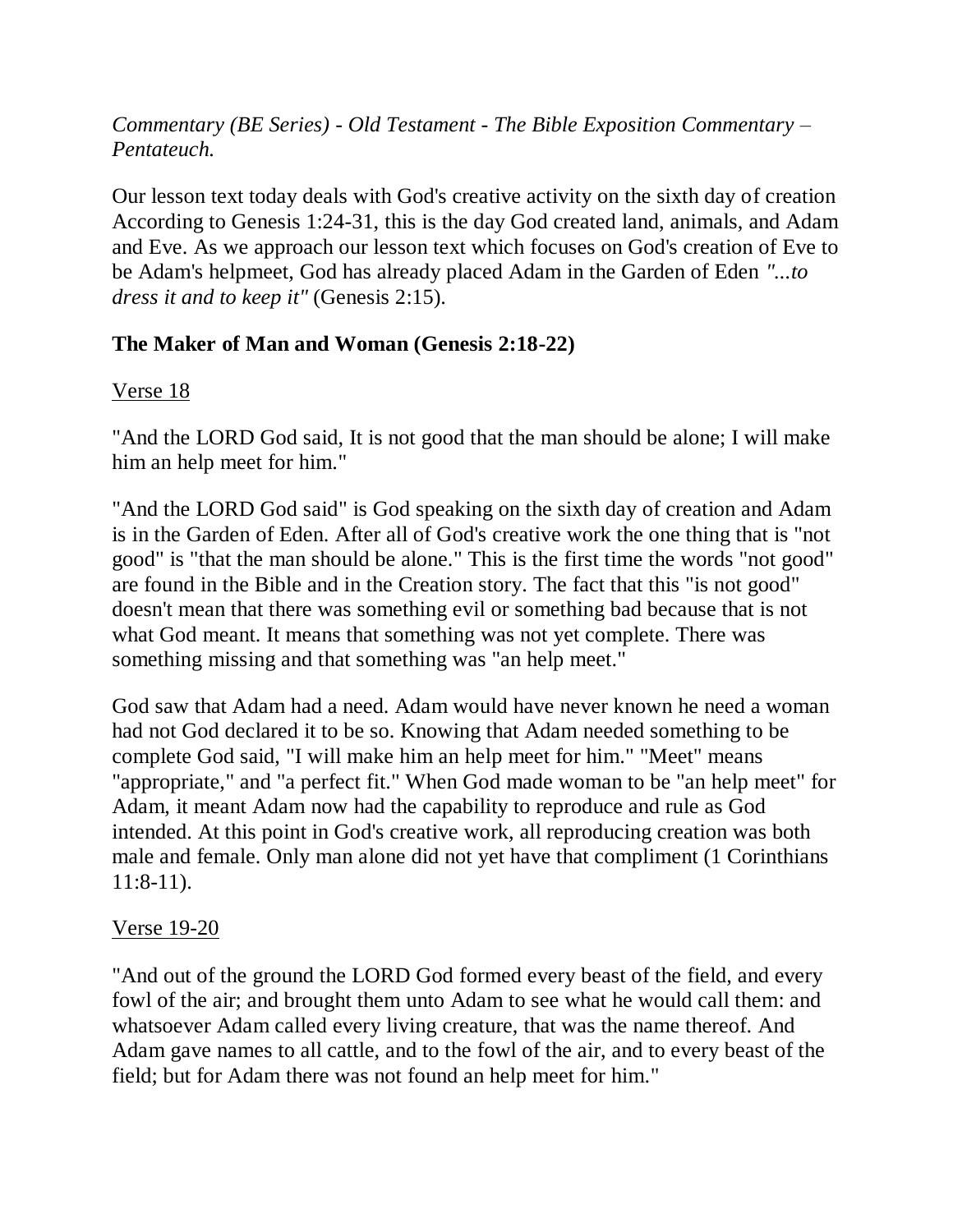*Commentary (BE Series) - Old Testament - The Bible Exposition Commentary – Pentateuch.*

Our lesson text today deals with God's creative activity on the sixth day of creation According to Genesis 1:24-31, this is the day God created land, animals, and Adam and Eve. As we approach our lesson text which focuses on God's creation of Eve to be Adam's helpmeet, God has already placed Adam in the Garden of Eden *"...to dress it and to keep it"* (Genesis 2:15).

**The Maker of Man and Woman (Genesis 2:18-22)**

Verse 18

"And the LORD God said, It is not good that the man should be alone; I will make him an help meet for him."

"And the LORD God said" is God speaking on the sixth day of creation and Adam is in the Garden of Eden. After all of God's creative work the one thing that is "not good" is "that the man should be alone." This is the first time the words "not good" are found in the Bible and in the Creation story. The fact that this "is not good" doesn't mean that there was something evil or something bad because that is not what God meant. It means that something was not yet complete. There was something missing and that something was "an help meet."

God saw that Adam had a need. Adam would have never known he need a woman had not God declared it to be so. Knowing that Adam needed something to be complete God said, "I will make him an help meet for him." "Meet" means "appropriate," and "a perfect fit." When God made woman to be "an help meet" for Adam, it meant Adam now had the capability to reproduce and rule as God intended. At this point in God's creative work, all reproducing creation was both male and female. Only man alone did not yet have that compliment (1 Corinthians 11:8-11).

Verse 19-20

"And out of the ground the LORD God formed every beast of the field, and every fowl of the air; and brought them unto Adam to see what he would call them: and whatsoever Adam called every living creature, that was the name thereof. And Adam gave names to all cattle, and to the fowl of the air, and to every beast of the field; but for Adam there was not found an help meet for him."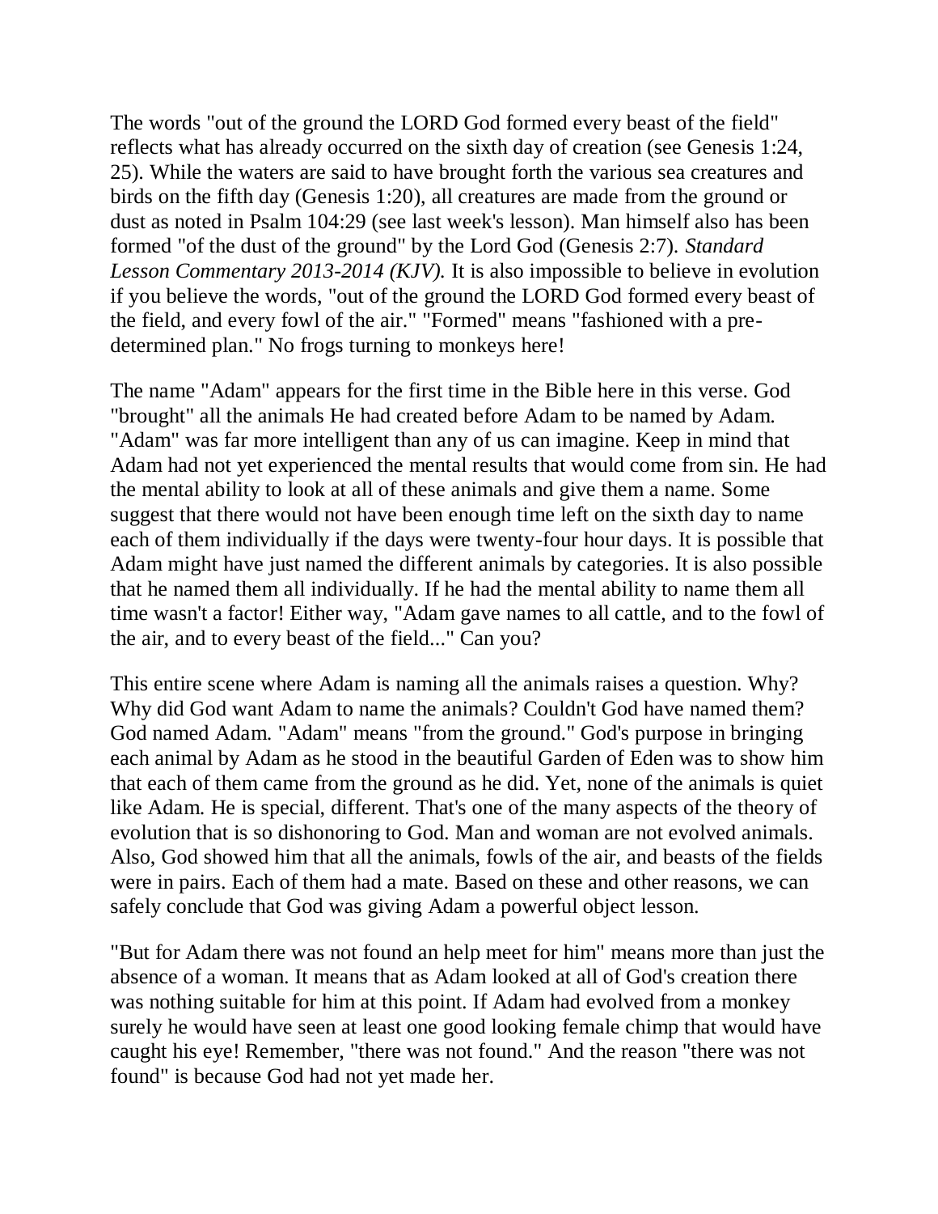The words "out of the ground the LORD God formed every beast of the field" reflects what has already occurred on the sixth day of creation (see Genesis 1:24, 25). While the waters are said to have brought forth the various sea creatures and birds on the fifth day (Genesis 1:20), all creatures are made from the ground or dust as noted in Psalm 104:29 (see last week's lesson). Man himself also has been formed "of the dust of the ground" by the Lord God (Genesis 2:7). *Standard Lesson Commentary 2013-2014 (KJV).* It is also impossible to believe in evolution if you believe the words, "out of the ground the LORD God formed every beast of the field, and every fowl of the air." "Formed" means "fashioned with a pre-determined plan." No frogs turning to monkeys here!

The name "Adam" appears for the first time in the Bible here in this verse. God "brought" all the animals He had created before Adam to be named by Adam. "Adam" was far more intelligent than any of us can imagine. Keep in mind that Adam had not yet experienced the mental results that would come from sin. He had the mental ability to look at all of these animals and give them a name. Some suggest that there would not have been enough time left on the sixth day to name each of them individually if the days were twenty-four hour days. It is possible that Adam might have just named the different animals by categories. It is also possible that he named them all individually. If he had the mental ability to name them all time wasn't a factor! Either way, "Adam gave names to all cattle, and to the fowl of the air, and to every beast of the field..." Can you?

This entire scene where Adam is naming all the animals raises a question. Why? Why did God want Adam to name the animals? Couldn't God have named them? God named Adam. "Adam" means "from the ground." God's purpose in bringing each animal by Adam as he stood in the beautiful Garden of Eden was to show him that each of them came from the ground as he did. Yet, none of the animals is quiet like Adam. He is special, different. That's one of the many aspects of the theory of evolution that is so dishonoring to God. Man and woman are not evolved animals. Also, God showed him that all the animals, fowls of the air, and beasts of the fields were in pairs. Each of them had a mate. Based on these and other reasons, we can safely conclude that God was giving Adam a powerful object lesson.

"But for Adam there was not found an help meet for him" means more than just the absence of a woman. It means that as Adam looked at all of God's creation there was nothing suitable for him at this point. If Adam had evolved from a monkey surely he would have seen at least one good looking female chimp that would have caught his eye! Remember, "there was not found." And the reason "there was not found" is because God had not yet made her.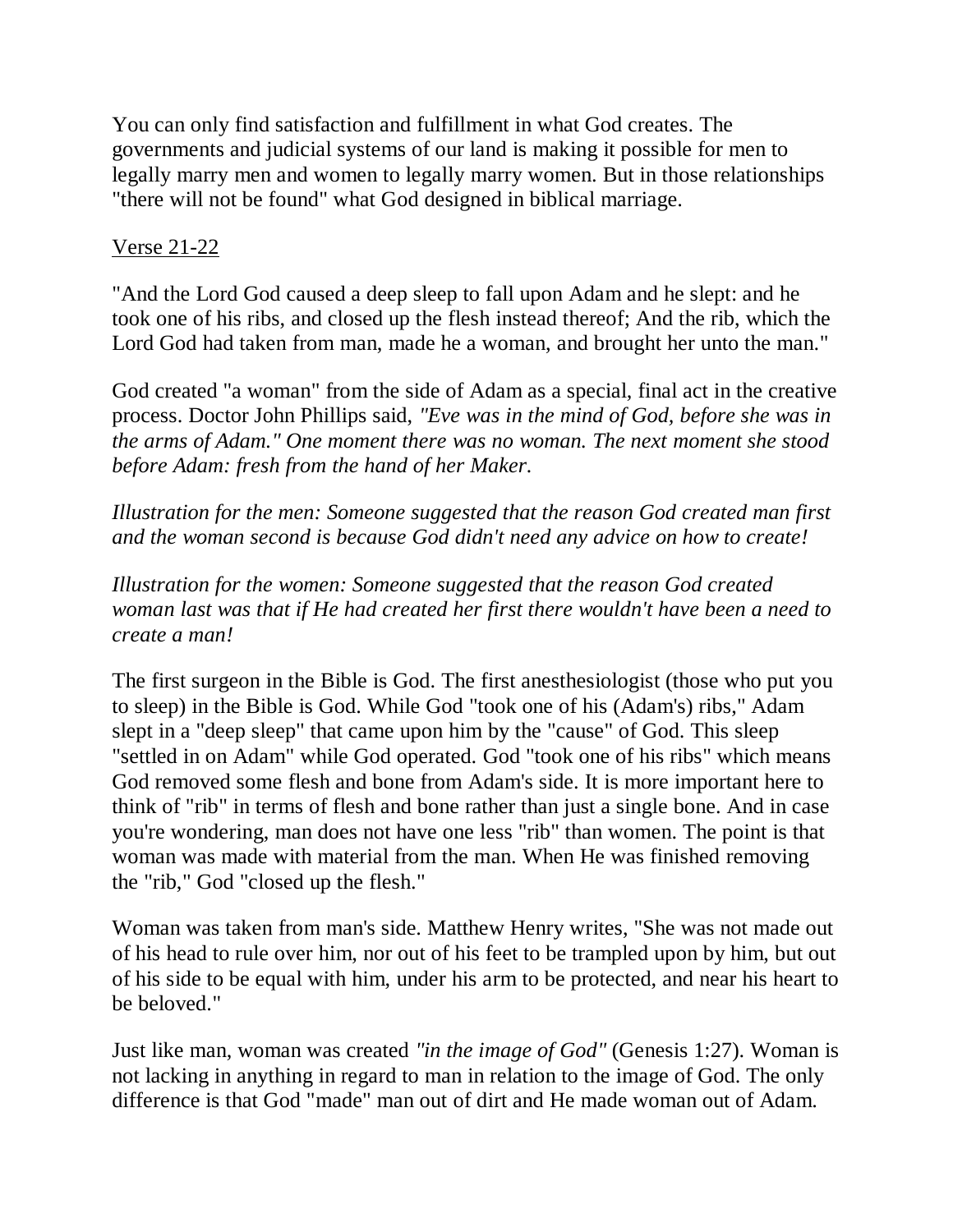You can only find satisfaction and fulfillment in what God creates. The governments and judicial systems of our land is making it possible for men to legally marry men and women to legally marry women. But in those relationships "there will not be found" what God designed in biblical marriage.

<u>Verse 21-22</u>

"And the Lord God caused a deep sleep to fall upon Adam and he slept: and he took one of his ribs, and closed up the flesh instead thereof; And the rib, which the Lord God had taken from man, made he a woman, and brought her unto the man."

God created "a woman" from the side of Adam as a special, final act in the creative process. Doctor John Phillips said, *"Eve was in the mind of God, before she was in the arms of Adam." One moment there was no woman. The next moment she stood before Adam: fresh from the hand of her Maker.*

*Illustration for the men: Someone suggested that the reason God created man first and the woman second is because God didn't need any advice on how to create!*

*Illustration for the women: Someone suggested that the reason God created woman last was that if He had created her first there wouldn't have been a need to create a man!*

The first surgeon in the Bible is God. The first anesthesiologist (those who put you to sleep) in the Bible is God. While God "took one of his (Adam's) ribs," Adam slept in a "deep sleep" that came upon him by the "cause" of God. This sleep "settled in on Adam" while God operated. God "took one of his ribs" which means God removed some flesh and bone from Adam's side. It is more important here to think of "rib" in terms of flesh and bone rather than just a single bone. And in case you're wondering, man does not have one less "rib" than women. The point is that woman was made with material from the man. When He was finished removing the "rib," God "closed up the flesh."

Woman was taken from man's side. Matthew Henry writes, "She was not made out of his head to rule over him, nor out of his feet to be trampled upon by him, but out of his side to be equal with him, under his arm to be protected, and near his heart to be beloved."

Just like man, woman was created *"in the image of God"* (Genesis 1:27). Woman is not lacking in anything in regard to man in relation to the image of God. The only difference is that God "made" man out of dirt and He made woman out of Adam.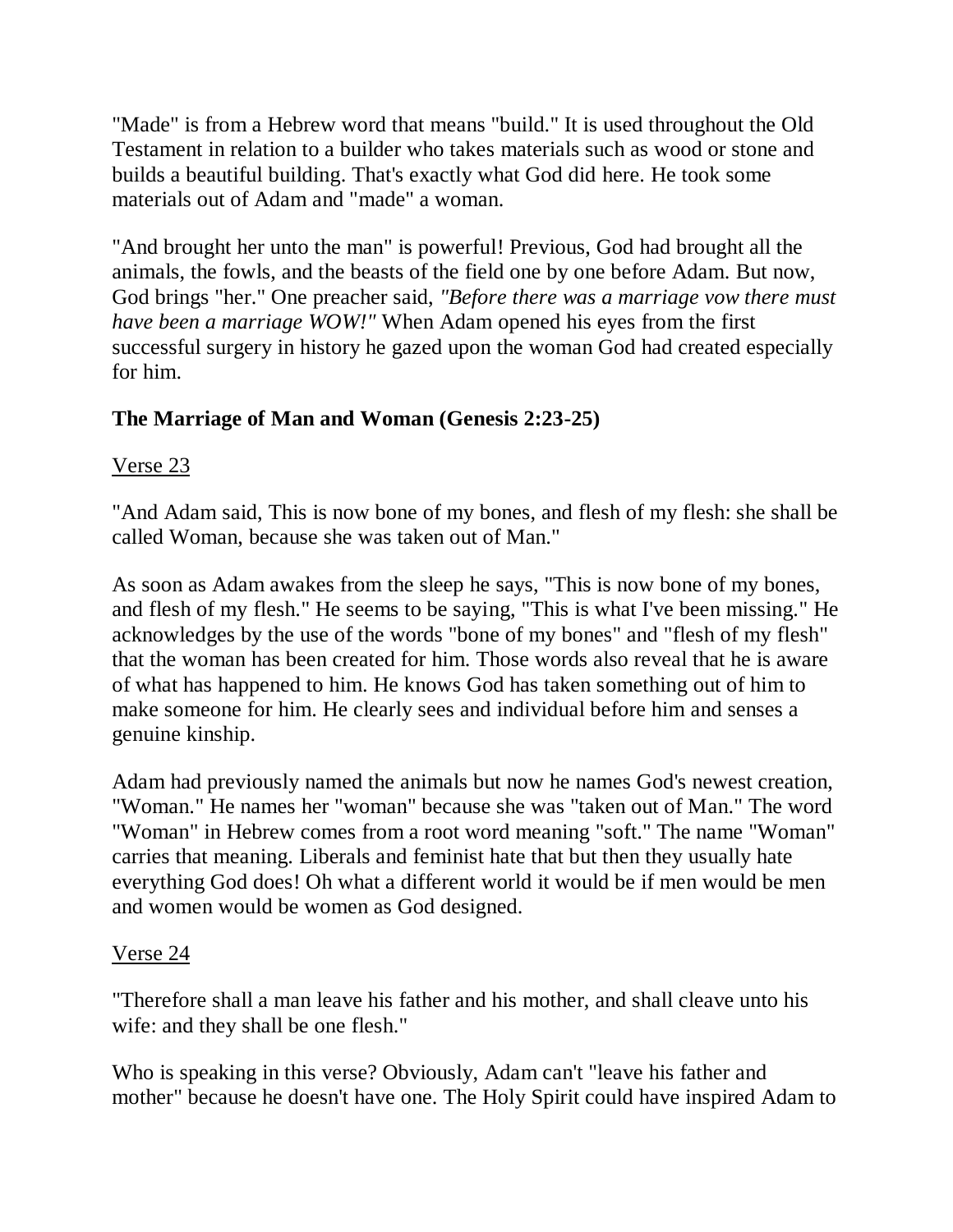"Made" is from a Hebrew word that means "build." It is used throughout the Old Testament in relation to a builder who takes materials such as wood or stone and builds a beautiful building. That's exactly what God did here. He took some materials out of Adam and "made" a woman.

"And brought her unto the man" is powerful! Previous, God had brought all the animals, the fowls, and the beasts of the field one by one before Adam. But now, God brings "her." One preacher said, *"Before there was a marriage vow there must have been a marriage WOW!"* When Adam opened his eyes from the first successful surgery in history he gazed upon the woman God had created especially for him.

### The Marriage of Man and Woman (Genesis 2:23-25)

<u>Verse 23</u>

"And Adam said, This is now bone of my bones, and flesh of my flesh: she shall be called Woman, because she was taken out of Man."

As soon as Adam awakes from the sleep he says, "This is now bone of my bones, and flesh of my flesh." He seems to be saying, "This is what I've been missing." He acknowledges by the use of the words "bone of my bones" and "flesh of my flesh" that the woman has been created for him. Those words also reveal that he is aware of what has happened to him. He knows God has taken something out of him to make someone for him. He clearly sees and individual before him and senses a genuine kinship.

Adam had previously named the animals but now he names God's newest creation, "Woman." He names her "woman" because she was "taken out of Man." The word "Woman" in Hebrew comes from a root word meaning "soft." The name "Woman" carries that meaning. Liberals and feminist hate that but then they usually hate everything God does! Oh what a different world it would be if men would be men and women would be women as God designed.

<u>Verse 24</u>

"Therefore shall a man leave his father and his mother, and shall cleave unto his wife: and they shall be one flesh."

Who is speaking in this verse? Obviously, Adam can't "leave his father and mother" because he doesn't have one. The Holy Spirit could have inspired Adam to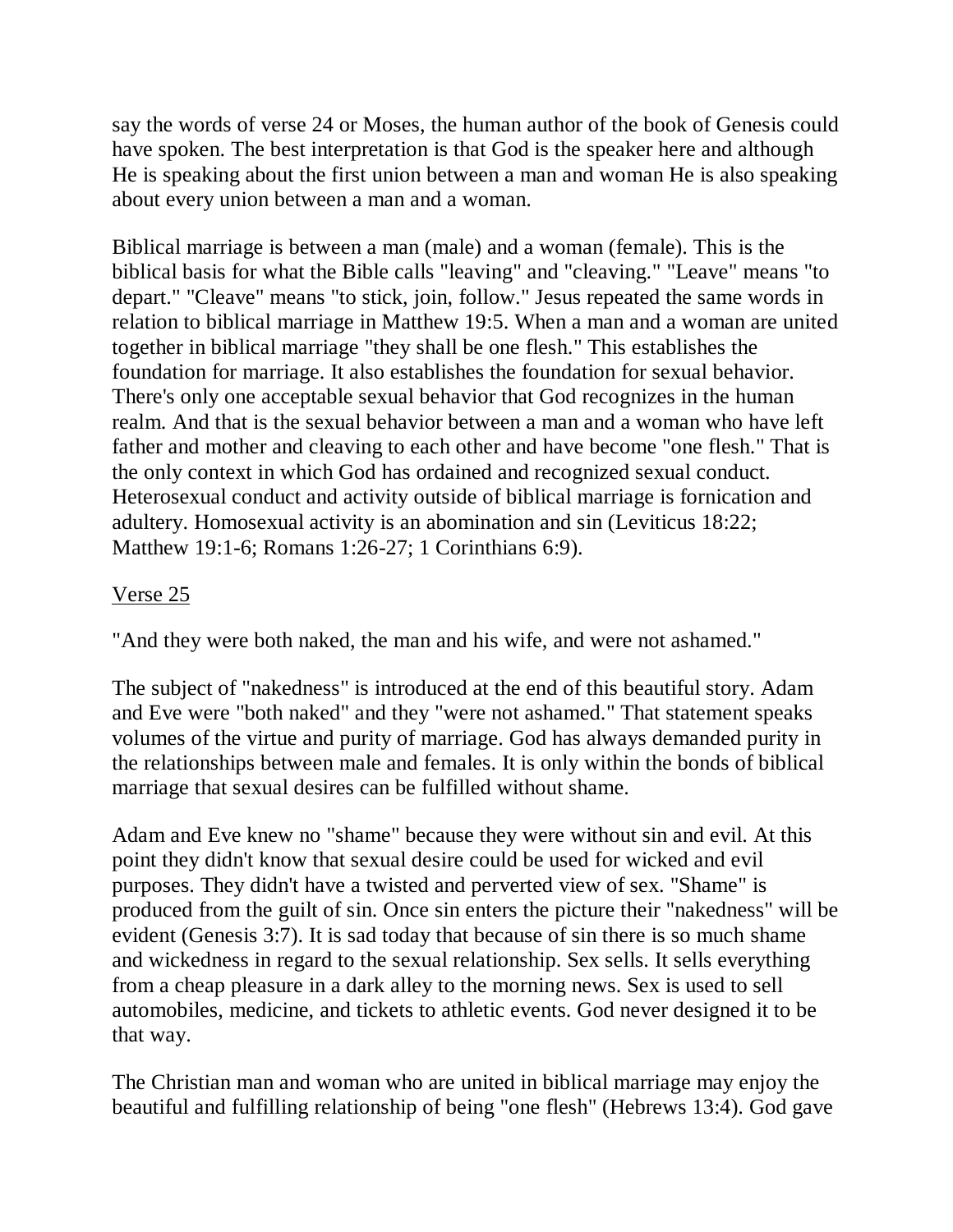say the words of verse 24 or Moses, the human author of the book of Genesis could have spoken. The best interpretation is that God is the speaker here and although He is speaking about the first union between a man and woman He is also speaking about every union between a man and a woman.

Biblical marriage is between a man (male) and a woman (female). This is the biblical basis for what the Bible calls "leaving" and "cleaving." "Leave" means "to depart." "Cleave" means "to stick, join, follow." Jesus repeated the same words in relation to biblical marriage in Matthew 19:5. When a man and a woman are united together in biblical marriage "they shall be one flesh." This establishes the foundation for marriage. It also establishes the foundation for sexual behavior. There's only one acceptable sexual behavior that God recognizes in the human realm. And that is the sexual behavior between a man and a woman who have left father and mother and cleaving to each other and have become "one flesh." That is the only context in which God has ordained and recognized sexual conduct. Heterosexual conduct and activity outside of biblical marriage is fornication and adultery. Homosexual activity is an abomination and sin (Leviticus 18:22; Matthew 19:1-6; Romans 1:26-27; 1 Corinthians 6:9).

<u>Verse 25</u>

"And they were both naked, the man and his wife, and were not ashamed."

The subject of "nakedness" is introduced at the end of this beautiful story. Adam and Eve were "both naked" and they "were not ashamed." That statement speaks volumes of the virtue and purity of marriage. God has always demanded purity in the relationships between male and females. It is only within the bonds of biblical marriage that sexual desires can be fulfilled without shame.

Adam and Eve knew no "shame" because they were without sin and evil. At this point they didn't know that sexual desire could be used for wicked and evil purposes. They didn't have a twisted and perverted view of sex. "Shame" is produced from the guilt of sin. Once sin enters the picture their "nakedness" will be evident (Genesis 3:7). It is sad today that because of sin there is so much shame and wickedness in regard to the sexual relationship. Sex sells. It sells everything from a cheap pleasure in a dark alley to the morning news. Sex is used to sell automobiles, medicine, and tickets to athletic events. God never designed it to be that way.

The Christian man and woman who are united in biblical marriage may enjoy the beautiful and fulfilling relationship of being "one flesh" (Hebrews 13:4). God gave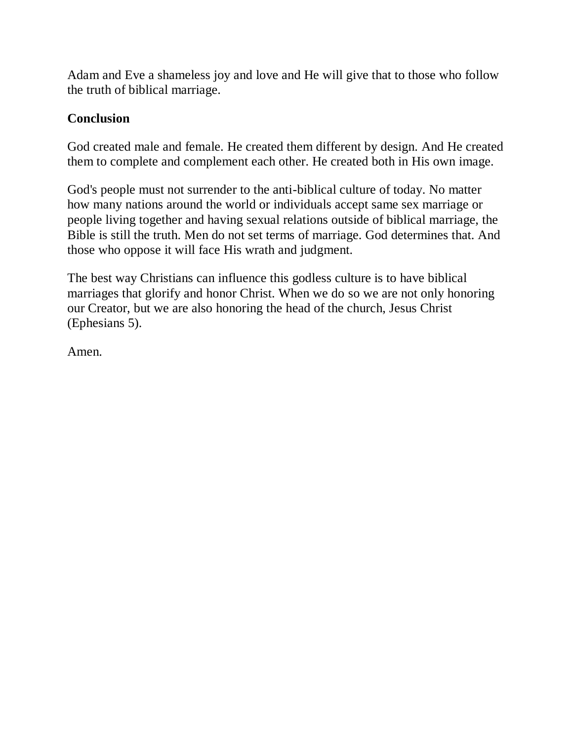Adam and Eve a shameless joy and love and He will give that to those who follow the truth of biblical marriage.

**Conclusion**

God created male and female. He created them different by design. And He created them to complete and complement each other. He created both in His own image.

God's people must not surrender to the anti-biblical culture of today. No matter how many nations around the world or individuals accept same sex marriage or people living together and having sexual relations outside of biblical marriage, the Bible is still the truth. Men do not set terms of marriage. God determines that. And those who oppose it will face His wrath and judgment.

The best way Christians can influence this godless culture is to have biblical marriages that glorify and honor Christ. When we do so we are not only honoring our Creator, but we are also honoring the head of the church, Jesus Christ (Ephesians 5).

Amen.